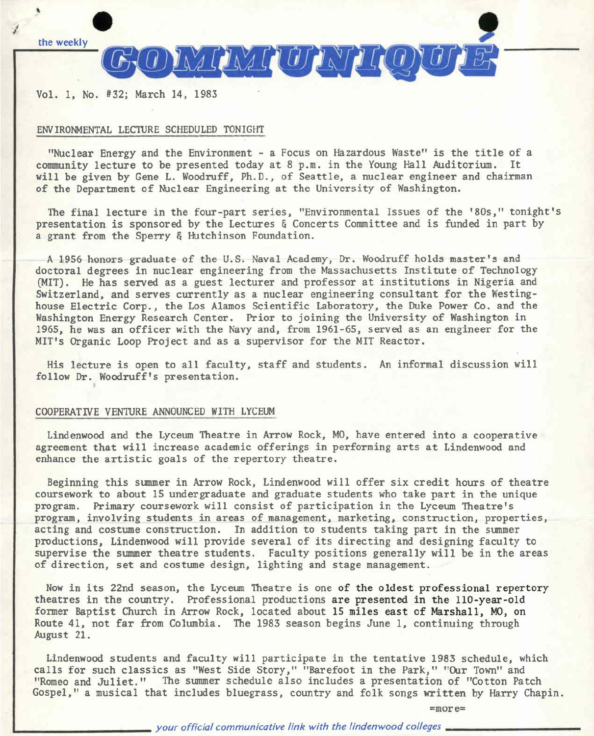the weekly

# COMMUNIQUÉ

Vol. 1, No. #32; March 14, 1983

## ENVIRONMENTAL LECTURE SCHEDULED TONIGHT

"Nuclear Energy and the Environment - a Focus on Hazardous Waste" is the title of a community lecture to be presented today at 8 p.m. in the Young Hall Auditorium. It will be given by Gene L. Woodruff, Ph.D., of Seattle, a nuclear engineer and chairman of the Department of Nuclear Engineering at the University of Washington.

The final lecture in the four-part series, "Environmental Issues of the '80s," tonight's presentation is sponsored by the Lectures & Concerts Committee and is funded in part by a grant from the Sperry & Hutchinson Foundation.

A 1956 honors graduate of the U.S. Naval Academy, Dr. Woodruff holds master's and doctoral degrees in nuclear engineering from the Massachusetts Institute of Technology (MIT). He has served as a guest lecturer and professor at institutions in Nigeria and Switzerland, and serves currently as a nuclear engineering consultant for the Westinghouse Electric Corp., the Los Alamos Scientific Laboratory, the Duke Power Co. and the Washington Energy Research Center. Prior to joining the University of Washington in 1965, he was an officer with the Navy and, from 1961-65, served as an engineer for the MIT's Organic Loop Project and as a supervisor for the MIT Reactor.

His lecture is open to all faculty, staff and students. An informal discussion will follow Dr. Woodruff's presentation.

## COOPERATIVE VENTURE ANNOUNCED WITH LYCEUM

Lindenwood and the Lyceum Theatre in Arrow Rock, MO, have entered into a cooperative agreement that will increase academic offerings in performing arts at Lindenwood and enhance the artistic goals of the repertory theatre.

Beginning this summer in Arrow Rock, Lindenwood will offer six credit hours of theatre coursework to about 15 undergraduate and graduate students who take part in the unique program. Primary coursework will consist of participation in the Lyceum Theatre's program, involving students in areas of management, marketing, construction, properties, acting and costume construction. In addition to students taking part in the summer productions, Lindenwood will provide several of its directing and designing faculty to supervise the summer theatre students. Faculty positions generally will be in the areas of direction, set and costume design, lighting and stage management.

Now in its 22nd season, the Lyceum Theatre is one of the oldest professional repertory theatres in the country. Professional productions are presented in the 110-year-old former Baptist Church in Arrow Rock, located about 15 miles east of Marshall, MO, on Route 41, not far from Columbia. The 1983 season begins June 1, continuing through August 21.

Lindenwood students and faculty will participate in the tentative 1983 schedule, which calls for such classics as "West Side Story," "Barefoot in the Park," "Our Town" and "Romeo and Juliet." The summer schedule also includes a presentation of "Cotton Patch Gospel," a musical that includes bluegrass, country and folk songs written by Harry Chapin.

=more=

*your official communicative link with the lindenwood colleges*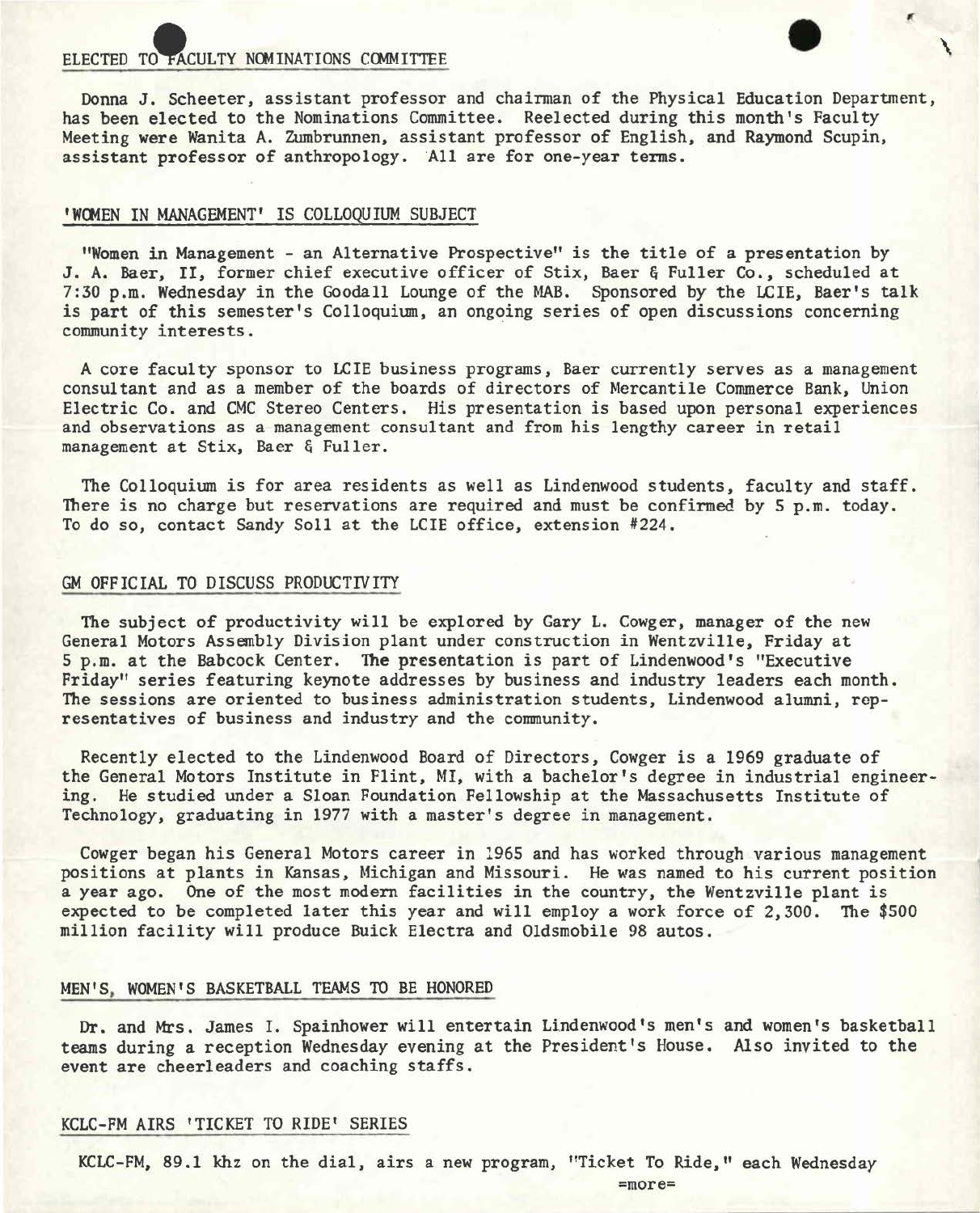## ELECTED TO FACULTY NOMINATIONS COMMITTEE

Donna J. Scheeter, assistant professor and chairman of the Physical Education Department, has been elected to the Nominations Committee. Reelected during this month's Faculty Meeting were Wanita A. Zumbrunnen, assistant professor of English, and Raymond Scupin, assistant professor of anthropology. All are for one-year terms.

## 'WOMEN IN MANAGEMENT' IS COLLOQUIUM SUBJECT

"Women in Management - an Alternative Prospective" is the title of a presentation by J. A. Baer, II, former chief executive officer of Stix, Baer & Fuller Co., scheduled at 7:30 p.m. Wednesday in the Goodall Lounge of the MAB. Sponsored by the LCIE, Baer's talk is part of this semester's Colloquium, an ongoing series of open discussions concerning community interests.

A core faculty sponsor to LCIE business programs, Baer currently serves as a management consultant and as a member of the boards of directors of Mercantile Commerce Bank, Union Electric Co. and CMC Stereo Centers. His presentation is based upon personal experiences and observations as a management consultant and from his lengthy career in retail management at Stix, Baer & Fuller.

The Colloquium is for area residents as well as Lindenwood students, faculty and staff. There is no charge but reservations are required and must be confirmed by 5 p.m. today. To do so, contact Sandy Soll at the LCIE office, extension #224.

## GM OFFICIAL TO DISCUSS PRODUCTIVITY

The subject of productivity will be explored by Gary L. Cowger, manager of the new General Motors Assembly Division plant under construction in Wentzville, Friday at 5 p.m. at the Babcock Center. The presentation is part of Lindenwood's "Executive Friday" series featuring keynote addresses by business and industry leaders each month. The sessions are oriented to business administration students, Lindenwood alumni, representatives of business and industry and the community.

Recently elected to the Lindenwood Board of Directors, Cowger is a 1969 graduate of the General Motors Institute in Flint, MI, with a bachelor's degree in industrial engineering. He studied under a Sloan Foundation Fellowship at the Massachusetts Institute of Technology, graduating in 1977 with a master's degree in management.

Cowger began his General Motors career in 1965 and has worked through various management positions at plants in Kansas, Michigan and Missouri. He was named to his current position a year ago. One of the most modern facilities in the country, the Wentzville plant is expected to be completed later this year and will employ a work force of 2,300. The $500 million facility will produce Buick Electra and Oldsmobile 98 autos.

## MEN'S, WOMEN'S BASKETBALL TEAMS TO BE HONORED

Dr. and Mrs. James I. Spainhower will entertain Lindenwood's men's and women's basketball teams during a reception Wednesday evening at the President's House. Also invited to the event are cheerleaders and coaching staffs.

## KCLC-FM AIRS 'TICKET TO RIDE' SERIES

KCLC-FM, 89.1 khz on the dial, airs a new program, "Ticket To Ride," each Wednesday

=more=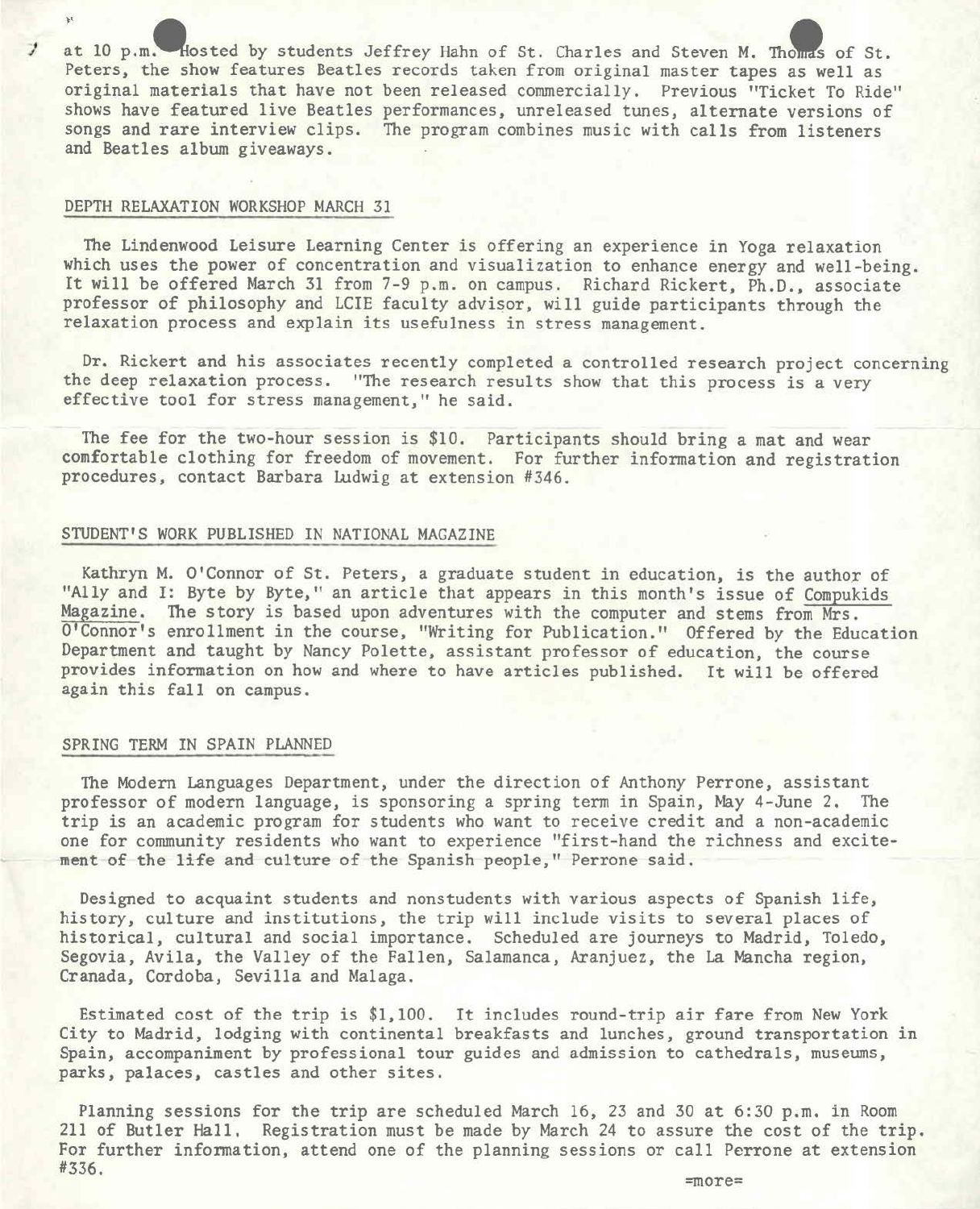at 10 p.m. Hosted by students Jeffrey Hahn of St. Charles and Steven M. Thomas of St. Peters, the show features Beatles records taken from original master tapes as well as original materials that have not been released commercially. Previous "Ticket To Ride" shows have featured live Beatles performances, unreleased tunes, alternate versions of songs and rare interview clips. The program combines music with calls from listeners and Beatles album giveaways.

## DEPTH RELAXATION WORKSHOP MARCH 31

The Lindenwood Leisure Learning Center is offering an experience in Yoga relaxation which uses the power of concentration and visualization to enhance energy and well-being. It will be offered March 31 from 7-9 p.m. on campus. Richard Rickert, Ph.D., associate professor of philosophy and LCIE faculty advisor, will guide participants through the relaxation process and explain its usefulness in stress management.

Dr. Rickert and his associates recently completed a controlled research project concerning the deep relaxation process. "The research results show that this process is a very effective tool for stress management," he said.

The fee for the two-hour session is $10. Participants should bring a mat and wear comfortable clothing for freedom of movement. For further information and registration procedures, contact Barbara Ludwig at extension #346.

## STUDENT'S WORK PUBLISHED IN NATIONAL MAGAZINE

Kathryn M. O'Connor of St. Peters, a graduate student in education, is the author of "Ally and I: Byte by Byte," an article that appears in this month's issue of Compukids Magazine. The story is based upon adventures with the computer and stems from Mrs. O'Connor's enrollment in the course, "Writing for Publication." Offered by the Education Department and taught by Nancy Polette, assistant professor of education, the course provides information on how and where to have articles published. It will be offered again this fall on campus.

## SPRING TERM IN SPAIN PLANNED

The Modern Languages Department, under the direction of Anthony Perrone, assistant professor of modern language, is sponsoring a spring term in Spain, May 4-June 2. The trip is an academic program for students who want to receive credit and a non-academic one for community residents who want to experience "first-hand the richness and excitement of the life and culture of the Spanish people," Perrone said.

Designed to acquaint students and nonstudents with various aspects of Spanish life, history, culture and institutions, the trip will include visits to several places of historical, cultural and social importance. Scheduled are journeys to Madrid, Toledo, Segovia, Avila, the Valley of the Fallen, Salamanca, Aranjuez, the La Mancha region, Granada, Cordoba, Sevilla and Malaga.

Estimated cost of the trip is $1,100. It includes round-trip air fare from New York City to Madrid, lodging with continental breakfasts and lunches, ground transportation in Spain, accompaniment by professional tour guides and admission to cathedrals, museums, parks, palaces, castles and other sites.

Planning sessions for the trip are scheduled March 16, 23 and 30 at 6:30 p.m. in Room 211 of Butler Hall. Registration must be made by March 24 to assure the cost of the trip. For further information, attend one of the planning sessions or call Perrone at extension #336.

=more=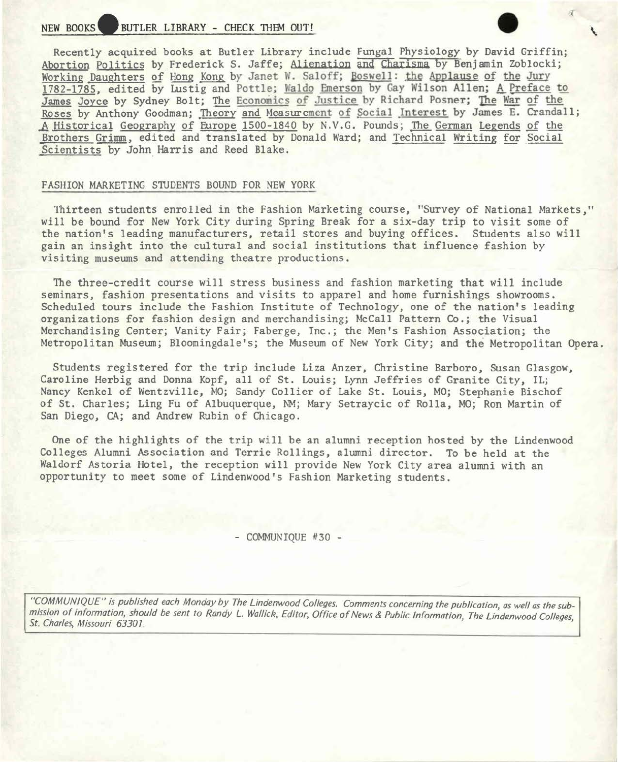## NEW BOOKS BUTLER LIBRARY - CHECK THEM OUT!

Recently acquired books at Butler Library include Fungal Physiology by David Griffin; Abortion Politics by Frederick S. Jaffe; Alienation and Charisma by Benjamin Zoblocki; Working Daughters of Hong Kong by Janet W. Saloff; Boswell: the Applause of the Jury 1782-1785, edited by Lustig and Pottle; Waldo Emerson by Gay Wilson Allen; A Preface to James Joyce by Sydney Bolt; The Economics of Justice by Richard Posner; The War of the Roses by Anthony Goodman; Theory and Measurement of Social Interest by James E. Crandall; A Historical Geography of Europe 1500-1840 by N.V.G. Pounds; The German Legends of the Brothers Grimm, edited and translated by Donald Ward; and Technical Writing for Social Scientists by John Harris and Reed Blake.

## FASHION MARKETING STUDENTS BOUND FOR NEW YORK

Thirteen students enrolled in the Fashion Marketing course, "Survey of National Markets," will be bound for New York City during Spring Break for a six-day trip to visit some of the nation's leading manufacturers, retail stores and buying offices. Students also will gain an insight into the cultural and social institutions that influence fashion by visiting museums and attending theatre productions.

The three-credit course will stress business and fashion marketing that will include seminars, fashion presentations and visits to apparel and home furnishings showrooms. Scheduled tours include the Fashion Institute of Technology, one of the nation's leading organizations for fashion design and merchandising; McCall Pattern Co.; the Visual Merchandising Center; Vanity Fair; Faberge, Inc.; the Men's Fashion Association; the Metropolitan Museum; Bloomingdale's; the Museum of New York City; and the Metropolitan Opera.

Students registered for the trip include Liza Anzer, Christine Barboro, Susan Glasgow, Caroline Herbig and Donna Kopf, all of St. Louis; Lynn Jeffries of Granite City, IL; Nancy Kenkel of Wentzville, MO; Sandy Collier of Lake St. Louis, MO; Stephanie Bischof of St. Charles; Ling Fu of Albuquerque, NM; Mary Setraycic of Rolla, MO; Ron Martin of San Diego, CA; and Andrew Rubin of Chicago.

One of the highlights of the trip will be an alumni reception hosted by the Lindenwood Colleges Alumni Association and Terrie Rollings, alumni director. To be held at the Waldorf Astoria Hotel, the reception will provide New York City area alumni with an opportunity to meet some of Lindenwood's Fashion Marketing students.

\- COMMUNIQUE #30 -

*"COMMUNIQUE" is published each Monday by The Lindenwood Colleges. Comments concerning the publication, as well as the submission of information, should be sent to Randy L. Wallick, Editor, Office of News & Public Information, The Lindenwood Colleges, St. Charles, Missouri 63301.*